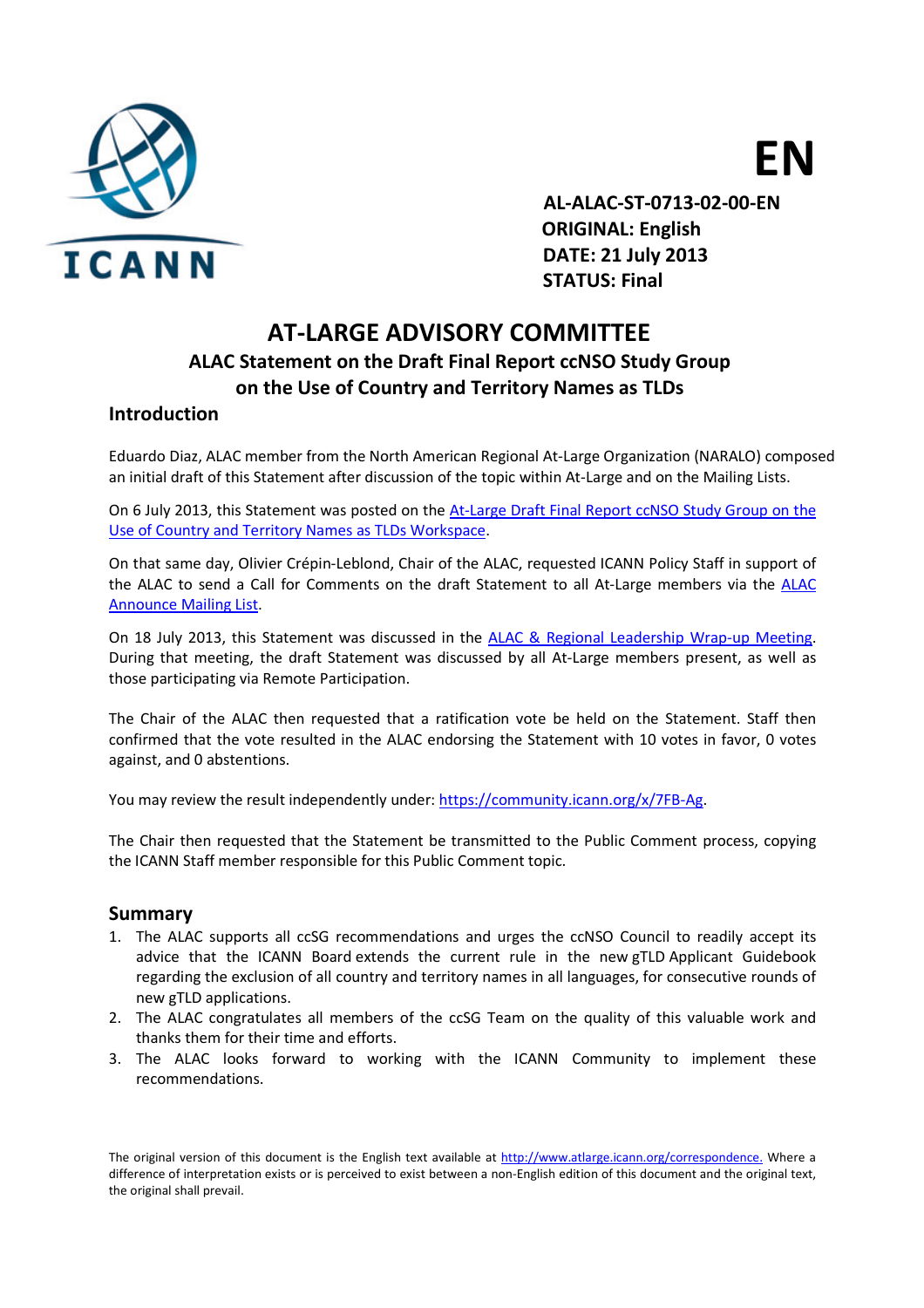EN

**AL-ALAC-ST-0713-02-00-EN**
**ORIGINAL: English**
**DATE: 21 July 2013**
**STATUS: Final**

# AT-LARGE ADVISORY COMMITTEE

## ALAC Statement on the Draft Final Report ccNSO Study Group on the Use of Country and Territory Names as TLDs

### Introduction

Eduardo Diaz, ALAC member from the North American Regional At-Large Organization (NARALO) composed an initial draft of this Statement after discussion of the topic within At-Large and on the Mailing Lists.

On 6 July 2013, this Statement was posted on the At-Large Draft Final Report ccNSO Study Group on the Use of Country and Territory Names as TLDs Workspace.

On that same day, Olivier Crépin-Leblond, Chair of the ALAC, requested ICANN Policy Staff in support of the ALAC to send a Call for Comments on the draft Statement to all At-Large members via the ALAC Announce Mailing List.

On 18 July 2013, this Statement was discussed in the ALAC & Regional Leadership Wrap-up Meeting. During that meeting, the draft Statement was discussed by all At-Large members present, as well as those participating via Remote Participation.

The Chair of the ALAC then requested that a ratification vote be held on the Statement. Staff then confirmed that the vote resulted in the ALAC endorsing the Statement with 10 votes in favor, 0 votes against, and 0 abstentions.

You may review the result independently under: https://community.icann.org/x/7FB-Ag.

The Chair then requested that the Statement be transmitted to the Public Comment process, copying the ICANN Staff member responsible for this Public Comment topic.

### Summary

1. The ALAC supports all ccSG recommendations and urges the ccNSO Council to readily accept its advice that the ICANN Board extends the current rule in the new gTLD Applicant Guidebook regarding the exclusion of all country and territory names in all languages, for consecutive rounds of new gTLD applications.
2. The ALAC congratulates all members of the ccSG Team on the quality of this valuable work and thanks them for their time and efforts.
3. The ALAC looks forward to working with the ICANN Community to implement these recommendations.

The original version of this document is the English text available at http://www.atlarge.icann.org/correspondence. Where a difference of interpretation exists or is perceived to exist between a non-English edition of this document and the original text, the original shall prevail.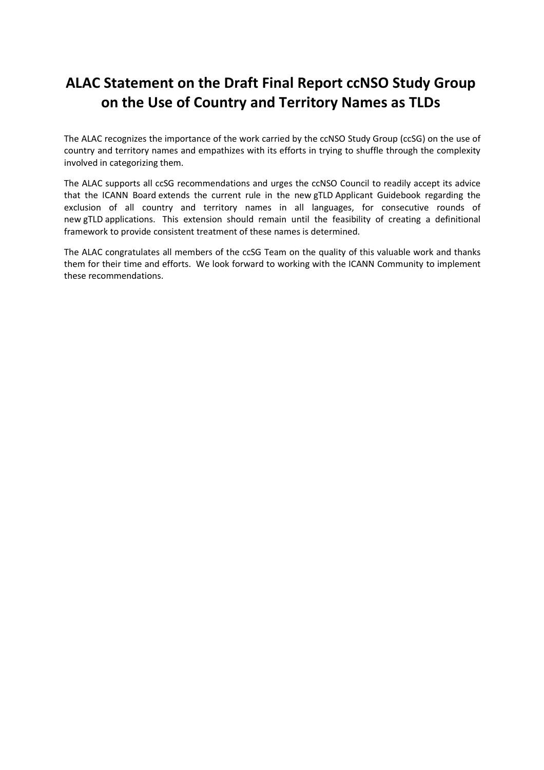# ALAC Statement on the Draft Final Report ccNSO Study Group on the Use of Country and Territory Names as TLDs

The ALAC recognizes the importance of the work carried by the ccNSO Study Group (ccSG) on the use of country and territory names and empathizes with its efforts in trying to shuffle through the complexity involved in categorizing them.

The ALAC supports all ccSG recommendations and urges the ccNSO Council to readily accept its advice that the ICANN Board extends the current rule in the new gTLD Applicant Guidebook regarding the exclusion of all country and territory names in all languages, for consecutive rounds of new gTLD applications. This extension should remain until the feasibility of creating a definitional framework to provide consistent treatment of these names is determined.

The ALAC congratulates all members of the ccSG Team on the quality of this valuable work and thanks them for their time and efforts. We look forward to working with the ICANN Community to implement these recommendations.